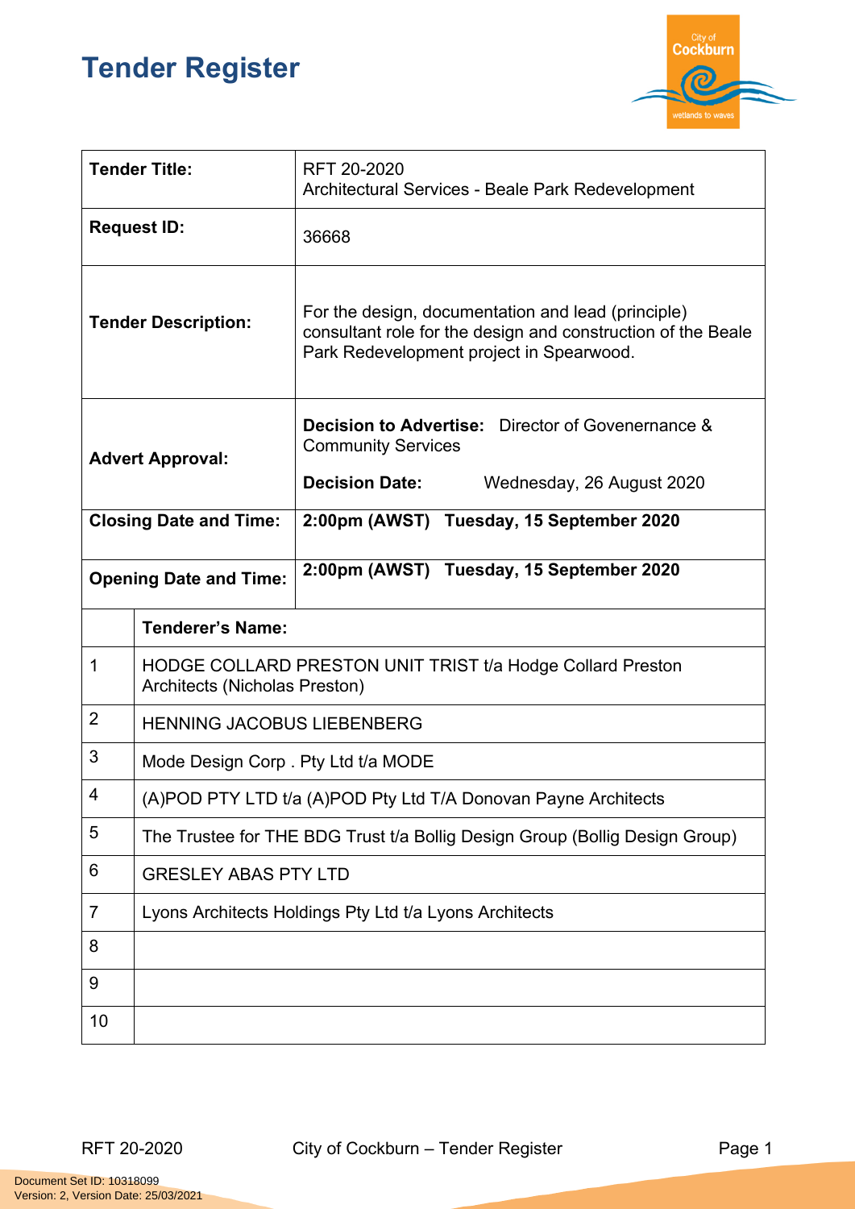# Tender Register

| Tender Title: | RFT 20-2020<br>Architectural Services - Beale Park Redevelopment |
|---|---|
| Request ID: | 36668 |
| Tender Description: | For the design, documentation and lead (principle) consultant role for the design and construction of the Beale Park Redevelopment project in Spearwood. |
| Advert Approval: | **Decision to Advertise:** Director of Govenernance & Community Services<br>**Decision Date:** Wednesday, 26 August 2020 |
| Closing Date and Time: | **2:00pm (AWST) Tuesday, 15 September 2020** |
| Opening Date and Time: | **2:00pm (AWST) Tuesday, 15 September 2020** |

| | Tenderer's Name: |
|---|---|
| 1 | HODGE COLLARD PRESTON UNIT TRIST t/a Hodge Collard Preston Architects (Nicholas Preston) |
| 2 | HENNING JACOBUS LIEBENBERG |
| 3 | Mode Design Corp . Pty Ltd t/a MODE |
| 4 | (A)POD PTY LTD t/a (A)POD Pty Ltd T/A Donovan Payne Architects |
| 5 | The Trustee for THE BDG Trust t/a Bollig Design Group (Bollig Design Group) |
| 6 | GRESLEY ABAS PTY LTD |
| 7 | Lyons Architects Holdings Pty Ltd t/a Lyons Architects |
| 8 | |
| 9 | |
| 10 | |

Document Set ID: 10318099
Version: 2, Version Date: 25/03/2021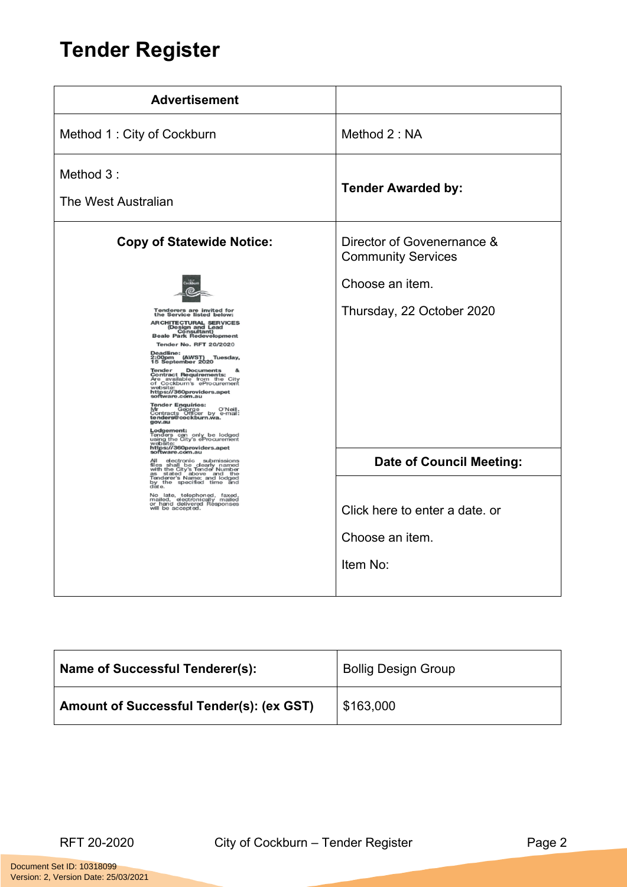# Tender Register

| Advertisement | |
|---|---|
| Method 1 : City of Cockburn | Method 2 : NA |
| Method 3 :<br><br>The West Australian | **Tender Awarded by:** |
| **Copy of Statewide Notice:**<br><br>Tenderers are invited for the Service listed below:<br>ARCHITECTURAL SERVICES (Design and Lead Consultant) Beale Park Redevelopment<br>Tender No. RFT 20/2020<br>Deadline: 2:00pm (AWST) Tuesday, 15 September 2020<br>Tender Documents & Contract Requirements: Are available from the City of Cockburn's eProcurement website: https://360providers.apetsoftware.com.au<br>Tender Enquiries: Mr George O'Neill, Contracts Officer by e-mail: tenders@cockburn.wa.gov.au<br>Lodgement: Tenders can only be lodged using the City's eProcurement website: https://360providers.apetsoftware.com.au<br>All electronic submissions files shall be clearly named with the City's Tender Number as stated above and the Tenderer's Name; and lodged by the specified time and date.<br>No late, telephoned, faxed, mailed, electronically mailed or hand delivered Responses will be accepted. | Director of Govenernance & Community Services<br><br>Choose an item.<br><br>Thursday, 22 October 2020<br><br>**Date of Council Meeting:**<br><br>Click here to enter a date. or<br><br>Choose an item.<br><br>Item No: |

| | |
|---|---|
| **Name of Successful Tenderer(s):** | Bollig Design Group |
| **Amount of Successful Tender(s): (ex GST)** | $163,000 |

Document Set ID: 10318099
Version: 2, Version Date: 25/03/2021